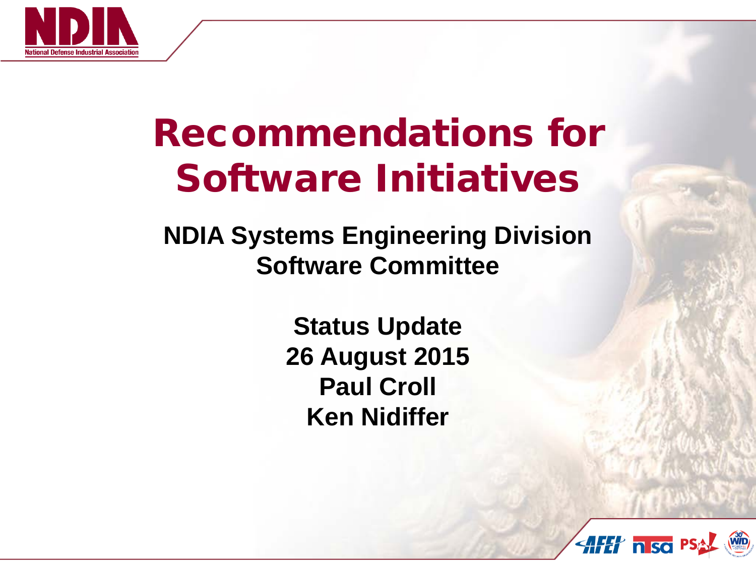# Recommendations for Software Initiatives

**NDIA Systems Engineering Division**
**Software Committee**

**Status Update**
**26 August 2015**
**Paul Croll**
**Ken Nidiffer**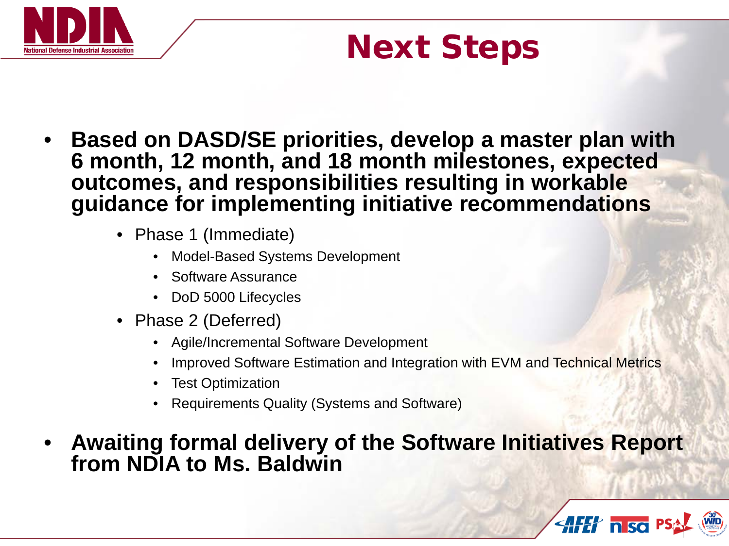# Next Steps

- **Based on DASD/SE priorities, develop a master plan with 6 month, 12 month, and 18 month milestones, expected outcomes, and responsibilities resulting in workable guidance for implementing initiative recommendations**
  - Phase 1 (Immediate)
    - Model-Based Systems Development
    - Software Assurance
    - DoD 5000 Lifecycles
  - Phase 2 (Deferred)
    - Agile/Incremental Software Development
    - Improved Software Estimation and Integration with EVM and Technical Metrics
    - Test Optimization
    - Requirements Quality (Systems and Software)
- **Awaiting formal delivery of the Software Initiatives Report from NDIA to Ms. Baldwin**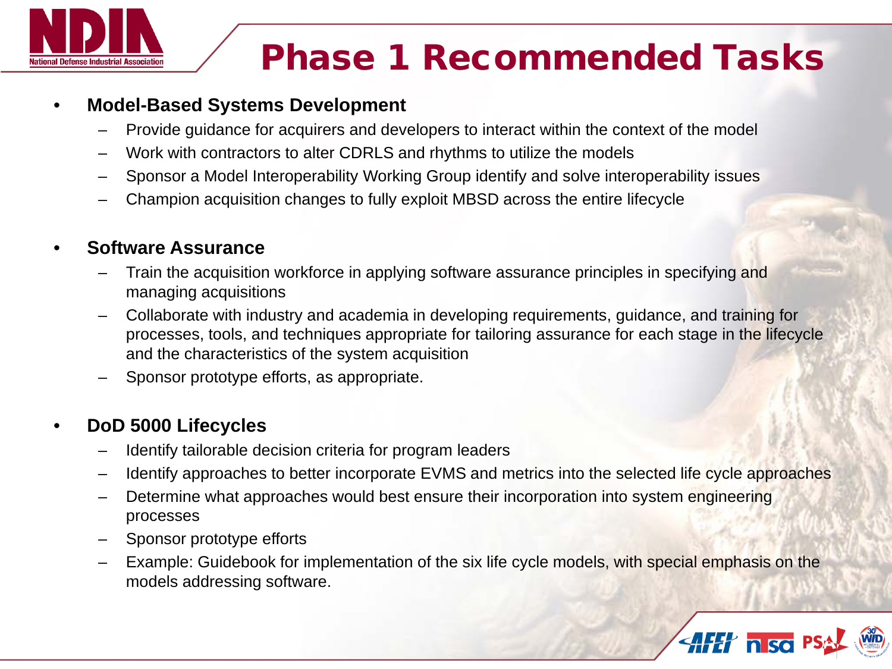# Phase 1 Recommended Tasks

- **Model-Based Systems Development**
  - Provide guidance for acquirers and developers to interact within the context of the model
  - Work with contractors to alter CDRLS and rhythms to utilize the models
  - Sponsor a Model Interoperability Working Group identify and solve interoperability issues
  - Champion acquisition changes to fully exploit MBSD across the entire lifecycle

- **Software Assurance**
  - Train the acquisition workforce in applying software assurance principles in specifying and managing acquisitions
  - Collaborate with industry and academia in developing requirements, guidance, and training for processes, tools, and techniques appropriate for tailoring assurance for each stage in the lifecycle and the characteristics of the system acquisition
  - Sponsor prototype efforts, as appropriate.

- **DoD 5000 Lifecycles**
  - Identify tailorable decision criteria for program leaders
  - Identify approaches to better incorporate EVMS and metrics into the selected life cycle approaches
  - Determine what approaches would best ensure their incorporation into system engineering processes
  - Sponsor prototype efforts
  - Example: Guidebook for implementation of the six life cycle models, with special emphasis on the models addressing software.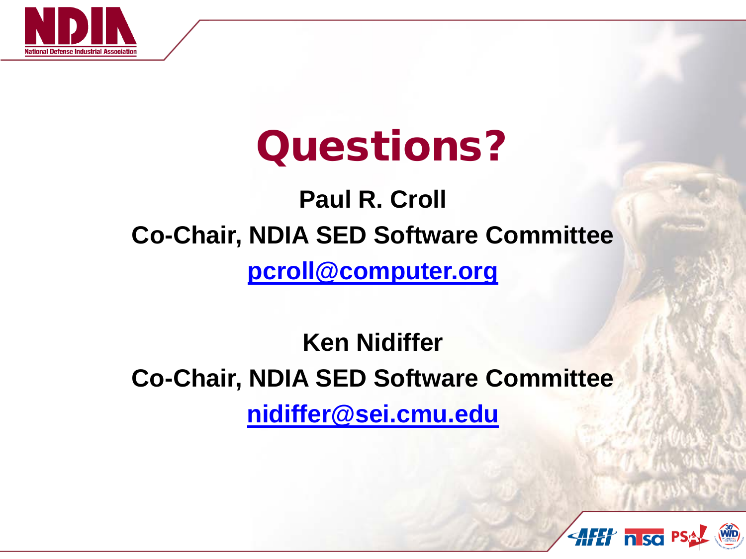# Questions?

**Paul R. Croll**

**Co-Chair, NDIA SED Software Committee**

**pcroll@computer.org**

**Ken Nidiffer**

**Co-Chair, NDIA SED Software Committee**

**nidiffer@sei.cmu.edu**